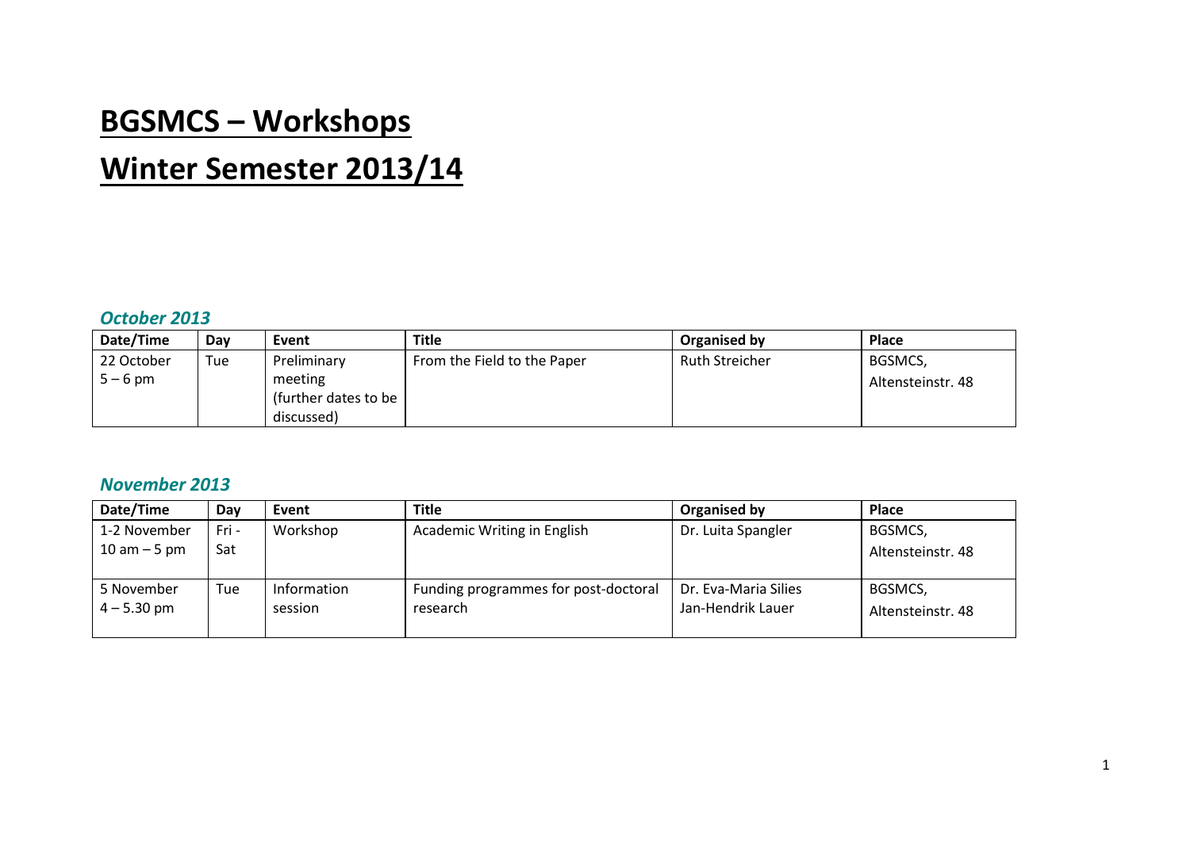# BGSMCS – Workshops

# Winter Semester 2013/14

### *October 2013*

| Date/Time | Day | Event | Title | Organised by | Place |
|---|---|---|---|---|---|
| 22 October<br>5 – 6 pm | Tue | Preliminary meeting (further dates to be discussed) | From the Field to the Paper | Ruth Streicher | BGSMCS, Altensteinstr. 48 |

### *November 2013*

| Date/Time | Day | Event | Title | Organised by | Place |
|---|---|---|---|---|---|
| 1-2 November<br>10 am – 5 pm | Fri - Sat | Workshop | Academic Writing in English | Dr. Luita Spangler | BGSMCS, Altensteinstr. 48 |
| 5 November<br>4 – 5.30 pm | Tue | Information session | Funding programmes for post-doctoral research | Dr. Eva-Maria Silies<br>Jan-Hendrik Lauer | BGSMCS, Altensteinstr. 48 |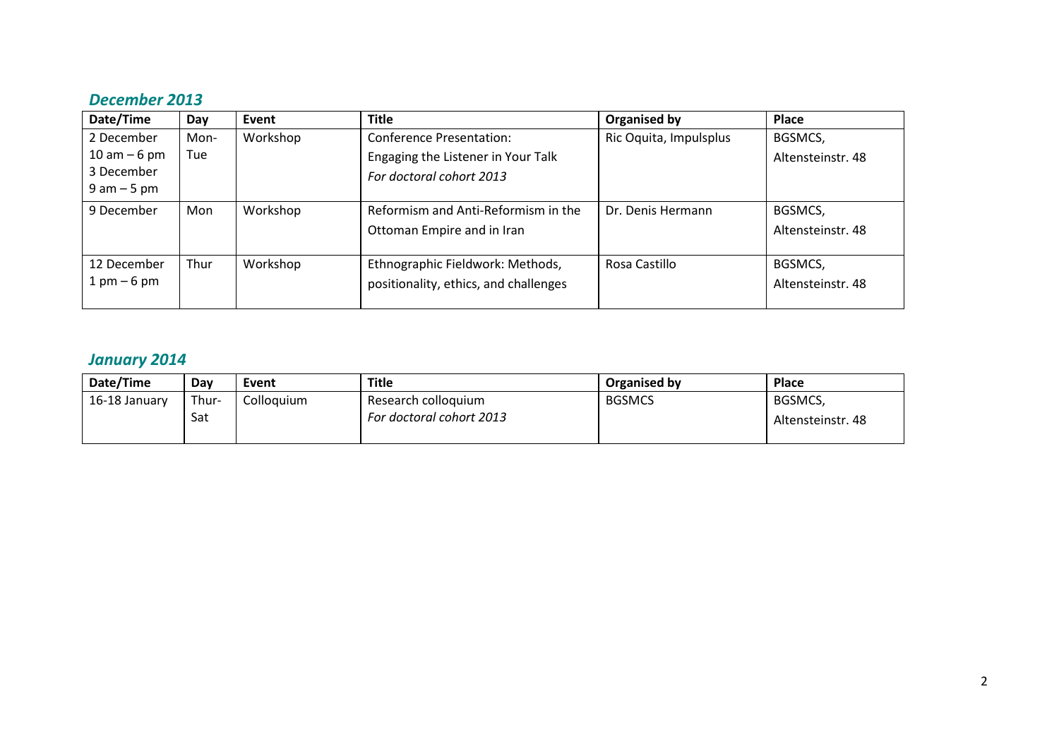## *December 2013*

| Date/Time | Day | Event | Title | Organised by | Place |
|---|---|---|---|---|---|
| 2 December 10 am – 6 pm 3 December 9 am – 5 pm | Mon-Tue | Workshop | Conference Presentation: Engaging the Listener in Your Talk *For doctoral cohort 2013* | Ric Oquita, Impulsplus | BGSMCS, Altensteinstr. 48 |
| 9 December | Mon | Workshop | Reformism and Anti-Reformism in the Ottoman Empire and in Iran | Dr. Denis Hermann | BGSMCS, Altensteinstr. 48 |
| 12 December 1 pm – 6 pm | Thur | Workshop | Ethnographic Fieldwork: Methods, positionality, ethics, and challenges | Rosa Castillo | BGSMCS, Altensteinstr. 48 |

## *January 2014*

| Date/Time | Day | Event | Title | Organised by | Place |
|---|---|---|---|---|---|
| 16-18 January | Thur-Sat | Colloquium | Research colloquium *For doctoral cohort 2013* | BGSMCS | BGSMCS, Altensteinstr. 48 |